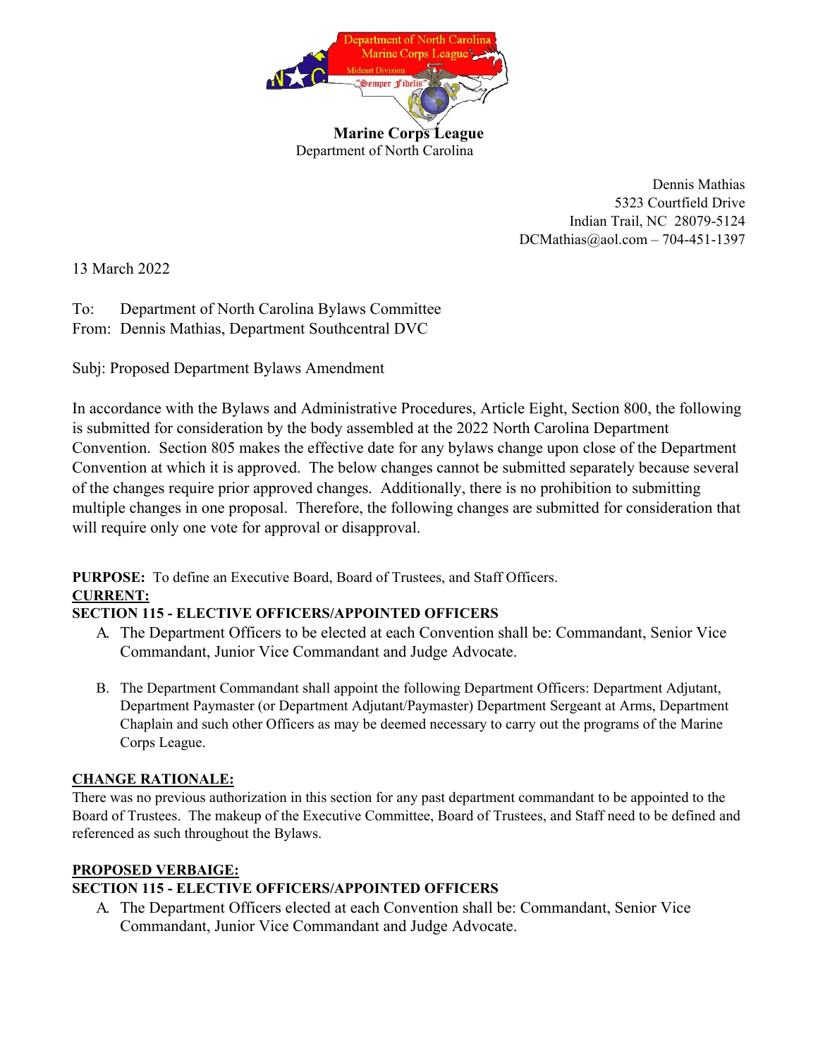**Marine Corps League**
Department of North Carolina

Dennis Mathias
5323 Courtfield Drive
Indian Trail, NC 28079-5124
DCMathias@aol.com – 704-451-1397

13 March 2022

To: Department of North Carolina Bylaws Committee
From: Dennis Mathias, Department Southcentral DVC

Subj: Proposed Department Bylaws Amendment

In accordance with the Bylaws and Administrative Procedures, Article Eight, Section 800, the following is submitted for consideration by the body assembled at the 2022 North Carolina Department Convention. Section 805 makes the effective date for any bylaws change upon close of the Department Convention at which it is approved. The below changes cannot be submitted separately because several of the changes require prior approved changes. Additionally, there is no prohibition to submitting multiple changes in one proposal. Therefore, the following changes are submitted for consideration that will require only one vote for approval or disapproval.

**PURPOSE:** To define an Executive Board, Board of Trustees, and Staff Officers.

**CURRENT:**

**SECTION 115 - ELECTIVE OFFICERS/APPOINTED OFFICERS**

A. The Department Officers to be elected at each Convention shall be: Commandant, Senior Vice Commandant, Junior Vice Commandant and Judge Advocate.

B. The Department Commandant shall appoint the following Department Officers: Department Adjutant, Department Paymaster (or Department Adjutant/Paymaster) Department Sergeant at Arms, Department Chaplain and such other Officers as may be deemed necessary to carry out the programs of the Marine Corps League.

**CHANGE RATIONALE:**

There was no previous authorization in this section for any past department commandant to be appointed to the Board of Trustees. The makeup of the Executive Committee, Board of Trustees, and Staff need to be defined and referenced as such throughout the Bylaws.

**PROPOSED VERBAIGE:**

**SECTION 115 - ELECTIVE OFFICERS/APPOINTED OFFICERS**

A. The Department Officers elected at each Convention shall be: Commandant, Senior Vice Commandant, Junior Vice Commandant and Judge Advocate.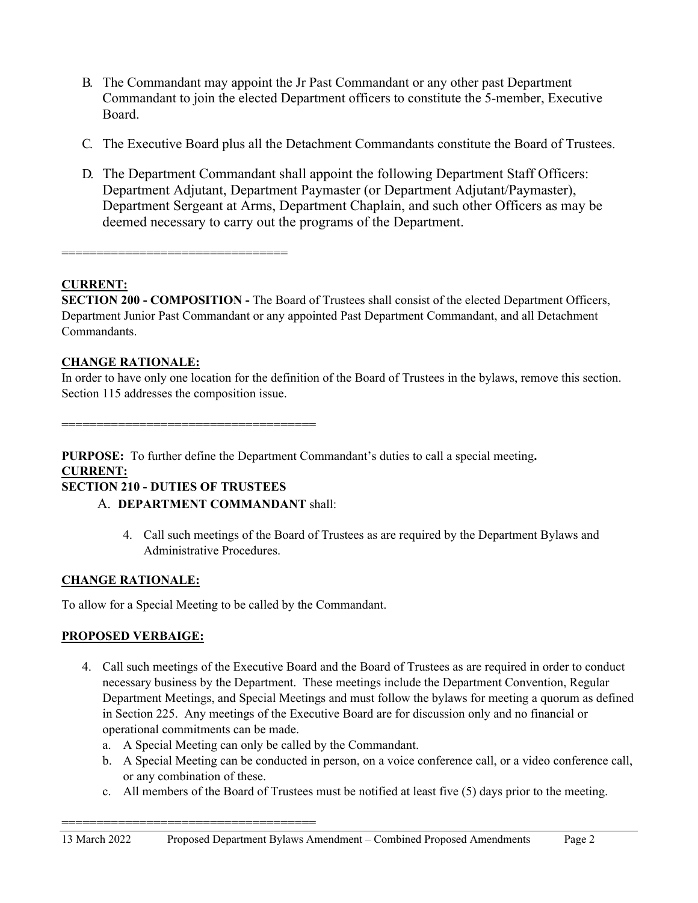B. The Commandant may appoint the Jr Past Commandant or any other past Department Commandant to join the elected Department officers to constitute the 5-member, Executive Board.

C. The Executive Board plus all the Detachment Commandants constitute the Board of Trustees.

D. The Department Commandant shall appoint the following Department Staff Officers: Department Adjutant, Department Paymaster (or Department Adjutant/Paymaster), Department Sergeant at Arms, Department Chaplain, and such other Officers as may be deemed necessary to carry out the programs of the Department.

================================

**CURRENT:**

**SECTION 200 - COMPOSITION -** The Board of Trustees shall consist of the elected Department Officers, Department Junior Past Commandant or any appointed Past Department Commandant, and all Detachment Commandants.

**CHANGE RATIONALE:**

In order to have only one location for the definition of the Board of Trustees in the bylaws, remove this section. Section 115 addresses the composition issue.

===================================

**PURPOSE:** To further define the Department Commandant's duties to call a special meeting**.**

**CURRENT:**

**SECTION 210 - DUTIES OF TRUSTEES**

A. **DEPARTMENT COMMANDANT** shall:

4. Call such meetings of the Board of Trustees as are required by the Department Bylaws and Administrative Procedures.

**CHANGE RATIONALE:**

To allow for a Special Meeting to be called by the Commandant.

**PROPOSED VERBAIGE:**

4. Call such meetings of the Executive Board and the Board of Trustees as are required in order to conduct necessary business by the Department. These meetings include the Department Convention, Regular Department Meetings, and Special Meetings and must follow the bylaws for meeting a quorum as defined in Section 225. Any meetings of the Executive Board are for discussion only and no financial or operational commitments can be made.
   a. A Special Meeting can only be called by the Commandant.
   b. A Special Meeting can be conducted in person, on a voice conference call, or a video conference call, or any combination of these.
   c. All members of the Board of Trustees must be notified at least five (5) days prior to the meeting.

===================================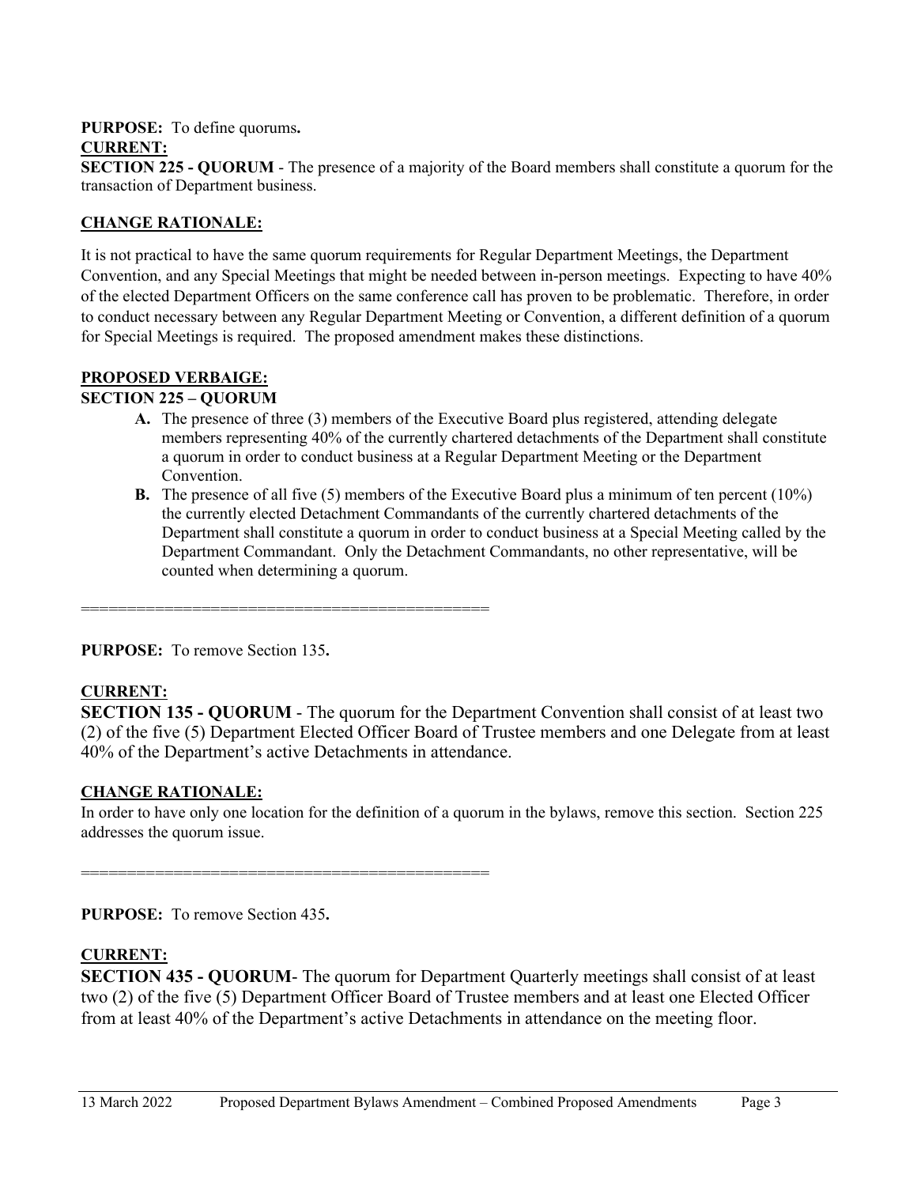**PURPOSE:** To define quorums**.**

**CURRENT:**

**SECTION 225 - QUORUM** - The presence of a majority of the Board members shall constitute a quorum for the transaction of Department business.

**CHANGE RATIONALE:**

It is not practical to have the same quorum requirements for Regular Department Meetings, the Department Convention, and any Special Meetings that might be needed between in-person meetings. Expecting to have 40% of the elected Department Officers on the same conference call has proven to be problematic. Therefore, in order to conduct necessary between any Regular Department Meeting or Convention, a different definition of a quorum for Special Meetings is required. The proposed amendment makes these distinctions.

**PROPOSED VERBAIGE:**

**SECTION 225 – QUORUM**

**A.** The presence of three (3) members of the Executive Board plus registered, attending delegate members representing 40% of the currently chartered detachments of the Department shall constitute a quorum in order to conduct business at a Regular Department Meeting or the Department Convention.

**B.** The presence of all five (5) members of the Executive Board plus a minimum of ten percent (10%) the currently elected Detachment Commandants of the currently chartered detachments of the Department shall constitute a quorum in order to conduct business at a Special Meeting called by the Department Commandant. Only the Detachment Commandants, no other representative, will be counted when determining a quorum.

==========================================

**PURPOSE:** To remove Section 135**.**

**CURRENT:**

**SECTION 135 - QUORUM** - The quorum for the Department Convention shall consist of at least two (2) of the five (5) Department Elected Officer Board of Trustee members and one Delegate from at least 40% of the Department's active Detachments in attendance.

**CHANGE RATIONALE:**

In order to have only one location for the definition of a quorum in the bylaws, remove this section. Section 225 addresses the quorum issue.

==========================================

**PURPOSE:** To remove Section 435**.**

**CURRENT:**

**SECTION 435 - QUORUM**- The quorum for Department Quarterly meetings shall consist of at least two (2) of the five (5) Department Officer Board of Trustee members and at least one Elected Officer from at least 40% of the Department's active Detachments in attendance on the meeting floor.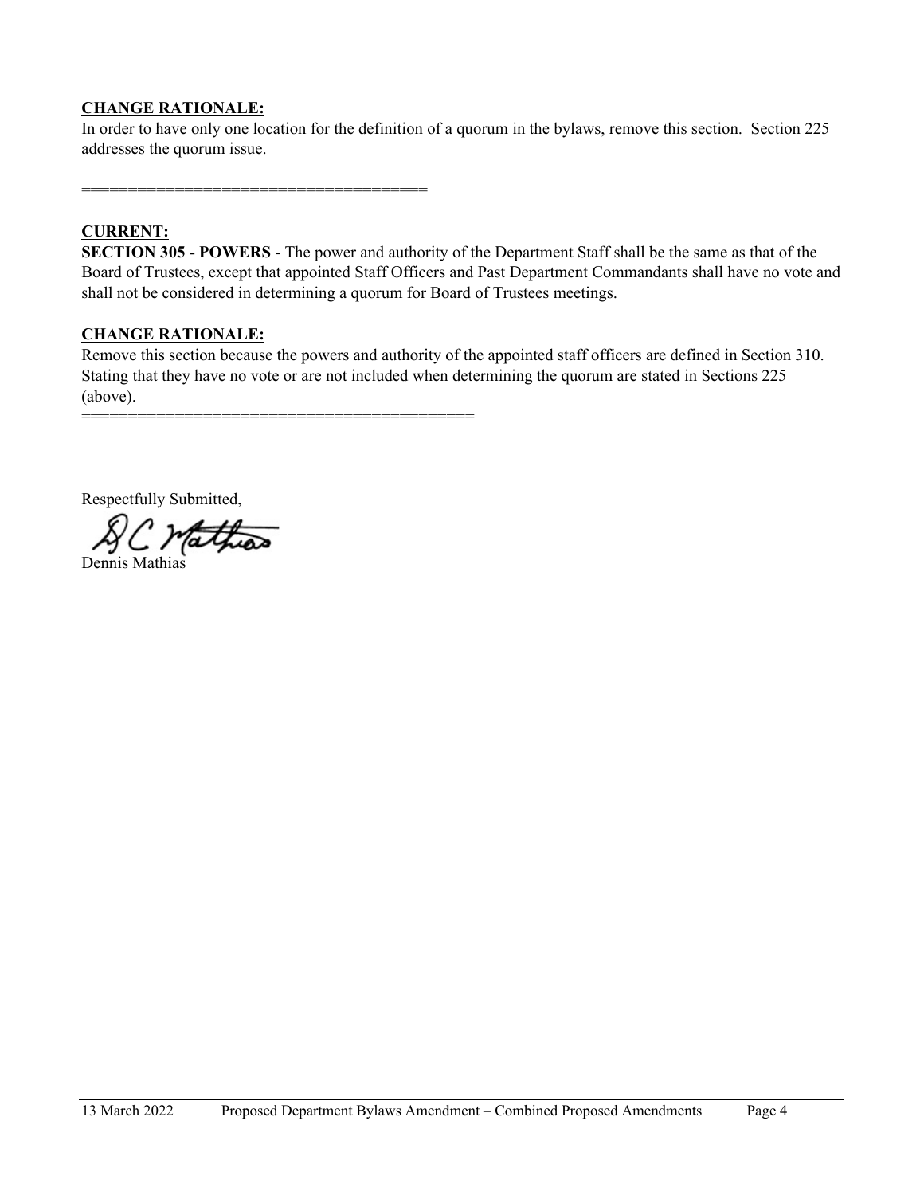**CHANGE RATIONALE:**

In order to have only one location for the definition of a quorum in the bylaws, remove this section. Section 225 addresses the quorum issue.

=====================================

**CURRENT:**

**SECTION 305 - POWERS** - The power and authority of the Department Staff shall be the same as that of the Board of Trustees, except that appointed Staff Officers and Past Department Commandants shall have no vote and shall not be considered in determining a quorum for Board of Trustees meetings.

**CHANGE RATIONALE:**

Remove this section because the powers and authority of the appointed staff officers are defined in Section 310. Stating that they have no vote or are not included when determining the quorum are stated in Sections 225 (above).

==========================================

Respectfully Submitted,

Dennis Mathias